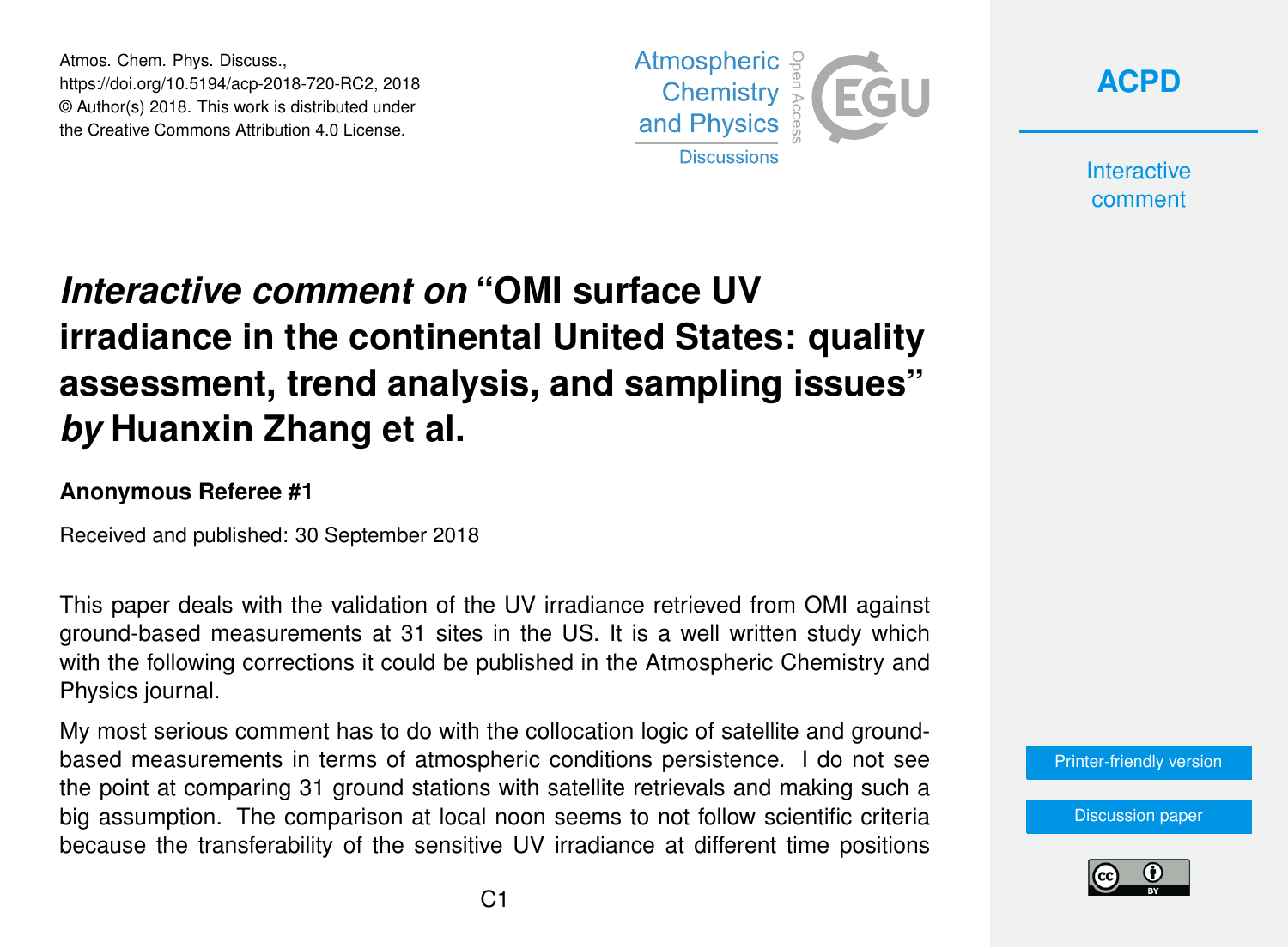Atmos. Chem. Phys. Discuss.,
https://doi.org/10.5194/acp-2018-720-RC2, 2018
© Author(s) 2018. This work is distributed under
the Creative Commons Attribution 4.0 License.

# *Interactive comment on* “OMI surface UV irradiance in the continental United States: quality assessment, trend analysis, and sampling issues” *by* Huanxin Zhang et al.

### Anonymous Referee #1

Received and published: 30 September 2018

This paper deals with the validation of the UV irradiance retrieved from OMI against ground-based measurements at 31 sites in the US. It is a well written study which with the following corrections it could be published in the Atmospheric Chemistry and Physics journal.

My most serious comment has to do with the collocation logic of satellite and ground-based measurements in terms of atmospheric conditions persistence. I do not see the point at comparing 31 ground stations with satellite retrievals and making such a big assumption. The comparison at local noon seems to not follow scientific criteria because the transferability of the sensitive UV irradiance at different time positions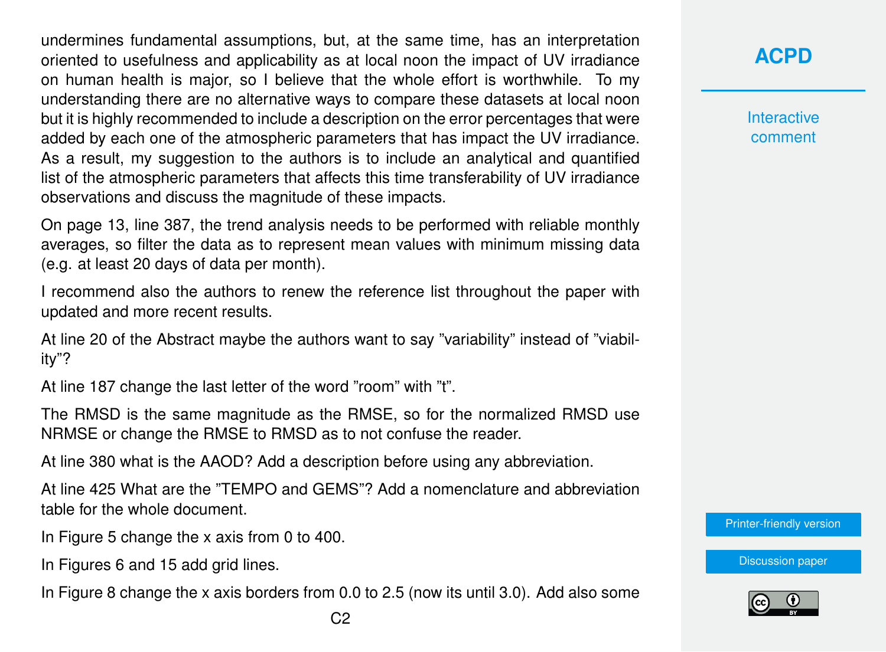undermines fundamental assumptions, but, at the same time, has an interpretation oriented to usefulness and applicability as at local noon the impact of UV irradiance on human health is major, so I believe that the whole effort is worthwhile. To my understanding there are no alternative ways to compare these datasets at local noon but it is highly recommended to include a description on the error percentages that were added by each one of the atmospheric parameters that has impact the UV irradiance. As a result, my suggestion to the authors is to include an analytical and quantified list of the atmospheric parameters that affects this time transferability of UV irradiance observations and discuss the magnitude of these impacts.

On page 13, line 387, the trend analysis needs to be performed with reliable monthly averages, so filter the data as to represent mean values with minimum missing data (e.g. at least 20 days of data per month).

I recommend also the authors to renew the reference list throughout the paper with updated and more recent results.

At line 20 of the Abstract maybe the authors want to say "variability" instead of "viability"?

At line 187 change the last letter of the word "room" with "t".

The RMSD is the same magnitude as the RMSE, so for the normalized RMSD use NRMSE or change the RMSE to RMSD as to not confuse the reader.

At line 380 what is the AAOD? Add a description before using any abbreviation.

At line 425 What are the "TEMPO and GEMS"? Add a nomenclature and abbreviation table for the whole document.

In Figure 5 change the x axis from 0 to 400.

In Figures 6 and 15 add grid lines.

In Figure 8 change the x axis borders from 0.0 to 2.5 (now its until 3.0). Add also some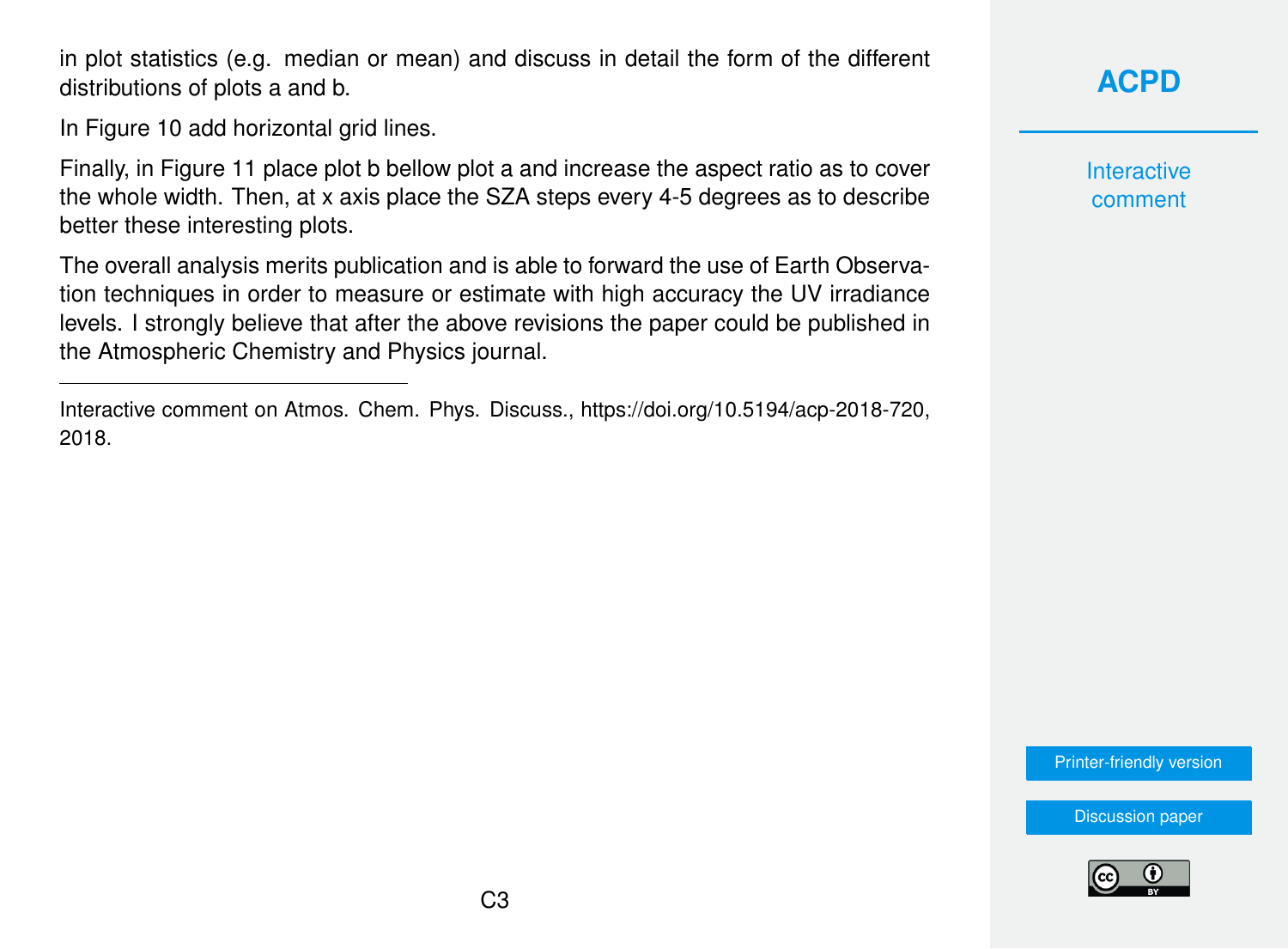in plot statistics (e.g. median or mean) and discuss in detail the form of the different distributions of plots a and b.

In Figure 10 add horizontal grid lines.

Finally, in Figure 11 place plot b bellow plot a and increase the aspect ratio as to cover the whole width. Then, at x axis place the SZA steps every 4-5 degrees as to describe better these interesting plots.

The overall analysis merits publication and is able to forward the use of Earth Observation techniques in order to measure or estimate with high accuracy the UV irradiance levels. I strongly believe that after the above revisions the paper could be published in the Atmospheric Chemistry and Physics journal.

---

Interactive comment on Atmos. Chem. Phys. Discuss., https://doi.org/10.5194/acp-2018-720, 2018.